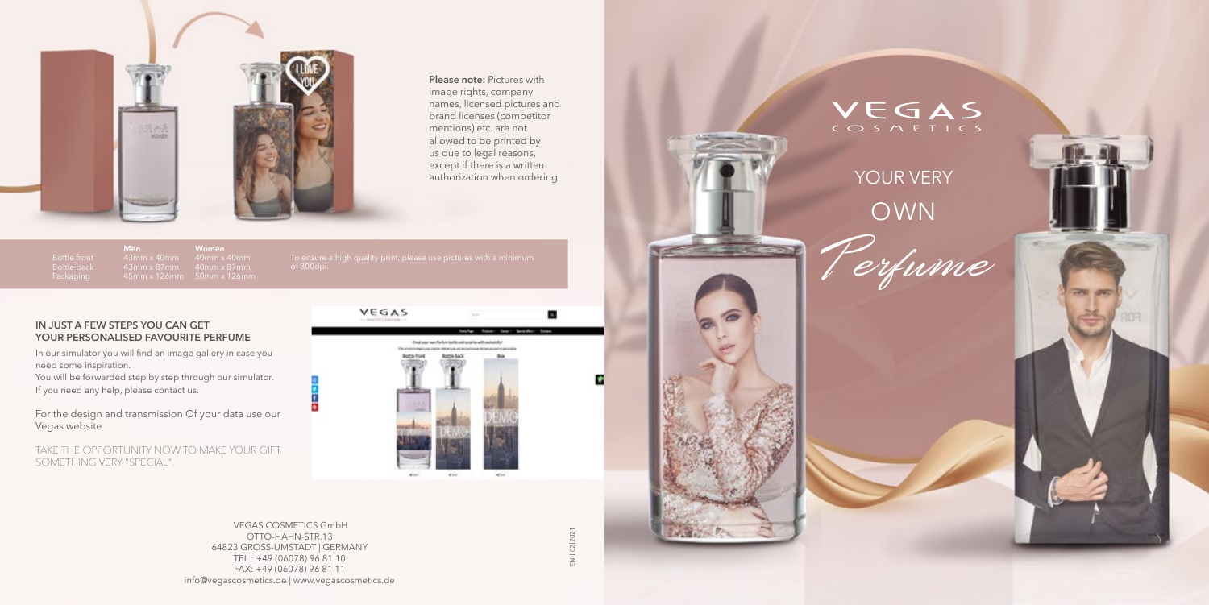**Please note:** Pictures with image rights, company names, licensed pictures and brand licenses (competitor mentions) etc. are not allowed to be printed by us due to legal reasons, except if there is a written authorization when ordering.

| | Men | Women |
|---|---|---|
| Bottle front | 43mm x 40mm | 40mm x 40mm |
| Bottle back | 43mm x 87mm | 40mm x 87mm |
| Packaging | 45mm x 126mm | 50mm x 126mm |

To ensure a high quality print, please use pictures with a minimum of 300dpi.

### IN JUST A FEW STEPS YOU CAN GET YOUR PERSONALISED FAVOURITE PERFUME

In our simulator you will find an image gallery in case you need some inspiration.
You will be forwarded step by step through our simulator.
If you need any help, please contact us.

For the design and transmission Of your data use our Vegas website

TAKE THE OPPORTUNITY NOW TO MAKE YOUR GIFT SOMETHING VERY "SPECIAL".

VEGAS COSMETICS GmbH
OTTO-HAHN-STR.13
64823 GROSS-UMSTADT | GERMANY
TEL.: +49 (06078) 96 81 10
FAX: +49 (06078) 96 81 11
info@vegascosmetics.de | www.vegascosmetics.de

EN | 02|2021

# VEGAS COSMETICS

## YOUR VERY OWN *Perfume*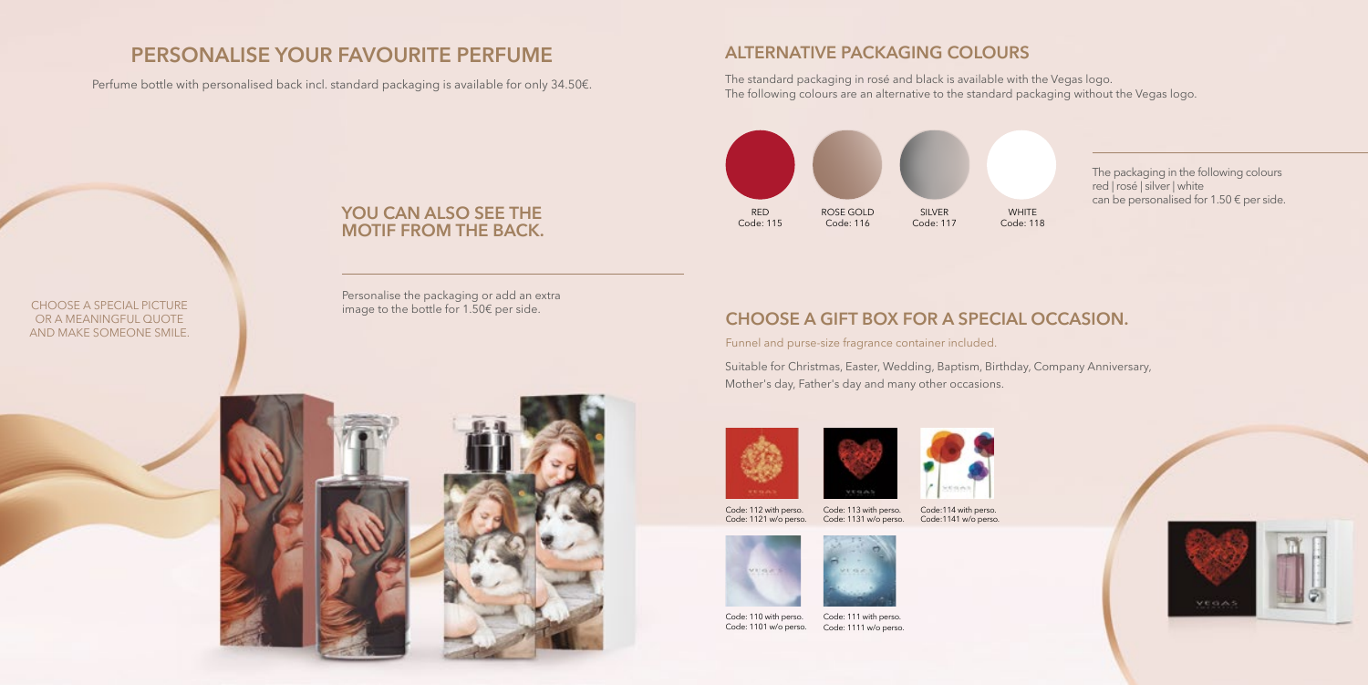## PERSONALISE YOUR FAVOURITE PERFUME

Perfume bottle with personalised back incl. standard packaging is available for only 34.50€.

CHOOSE A SPECIAL PICTURE OR A MEANINGFUL QUOTE AND MAKE SOMEONE SMILE.

### YOU CAN ALSO SEE THE MOTIF FROM THE BACK.

Personalise the packaging or add an extra image to the bottle for 1.50€ per side.

## ALTERNATIVE PACKAGING COLOURS

The standard packaging in rosé and black is available with the Vegas logo.
The following colours are an alternative to the standard packaging without the Vegas logo.

RED
Code: 115

ROSE GOLD
Code: 116

SILVER
Code: 117

WHITE
Code: 118

The packaging in the following colours red | rosé | silver | white can be personalised for 1.50 € per side.

## CHOOSE A GIFT BOX FOR A SPECIAL OCCASION.

Funnel and purse-size fragrance container included.

Suitable for Christmas, Easter, Wedding, Baptism, Birthday, Company Anniversary, Mother's day, Father's day and many other occasions.

Code: 112 with perso.
Code: 1121 w/o perso.

Code: 113 with perso.
Code: 1131 w/o perso.

Code:114 with perso.
Code:1141 w/o perso.

Code: 110 with perso.
Code: 1101 w/o perso.

Code: 111 with perso.
Code: 1111 w/o perso.